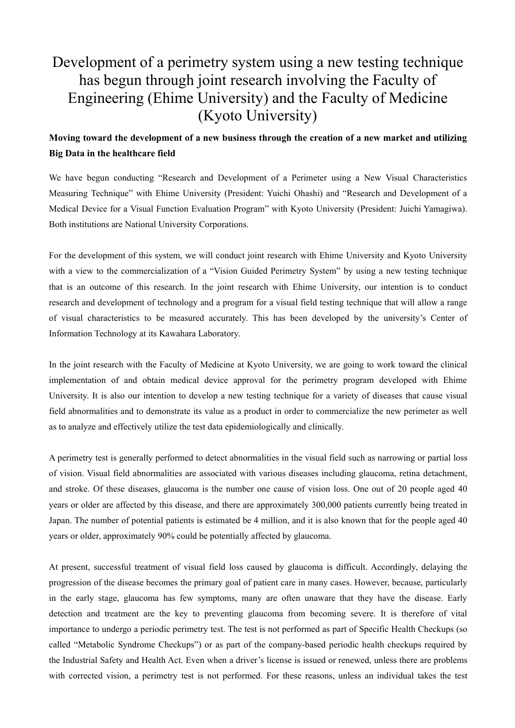# Development of a perimetry system using a new testing technique has begun through joint research involving the Faculty of Engineering (Ehime University) and the Faculty of Medicine (Kyoto University)

**Moving toward the development of a new business through the creation of a new market and utilizing Big Data in the healthcare field**

We have begun conducting "Research and Development of a Perimeter using a New Visual Characteristics Measuring Technique" with Ehime University (President: Yuichi Ohashi) and "Research and Development of a Medical Device for a Visual Function Evaluation Program" with Kyoto University (President: Juichi Yamagiwa). Both institutions are National University Corporations.

For the development of this system, we will conduct joint research with Ehime University and Kyoto University with a view to the commercialization of a "Vision Guided Perimetry System" by using a new testing technique that is an outcome of this research. In the joint research with Ehime University, our intention is to conduct research and development of technology and a program for a visual field testing technique that will allow a range of visual characteristics to be measured accurately. This has been developed by the university's Center of Information Technology at its Kawahara Laboratory.

In the joint research with the Faculty of Medicine at Kyoto University, we are going to work toward the clinical implementation of and obtain medical device approval for the perimetry program developed with Ehime University. It is also our intention to develop a new testing technique for a variety of diseases that cause visual field abnormalities and to demonstrate its value as a product in order to commercialize the new perimeter as well as to analyze and effectively utilize the test data epidemiologically and clinically.

A perimetry test is generally performed to detect abnormalities in the visual field such as narrowing or partial loss of vision. Visual field abnormalities are associated with various diseases including glaucoma, retina detachment, and stroke. Of these diseases, glaucoma is the number one cause of vision loss. One out of 20 people aged 40 years or older are affected by this disease, and there are approximately 300,000 patients currently being treated in Japan. The number of potential patients is estimated be 4 million, and it is also known that for the people aged 40 years or older, approximately 90% could be potentially affected by glaucoma.

At present, successful treatment of visual field loss caused by glaucoma is difficult. Accordingly, delaying the progression of the disease becomes the primary goal of patient care in many cases. However, because, particularly in the early stage, glaucoma has few symptoms, many are often unaware that they have the disease. Early detection and treatment are the key to preventing glaucoma from becoming severe. It is therefore of vital importance to undergo a periodic perimetry test. The test is not performed as part of Specific Health Checkups (so called "Metabolic Syndrome Checkups") or as part of the company-based periodic health checkups required by the Industrial Safety and Health Act. Even when a driver's license is issued or renewed, unless there are problems with corrected vision, a perimetry test is not performed. For these reasons, unless an individual takes the test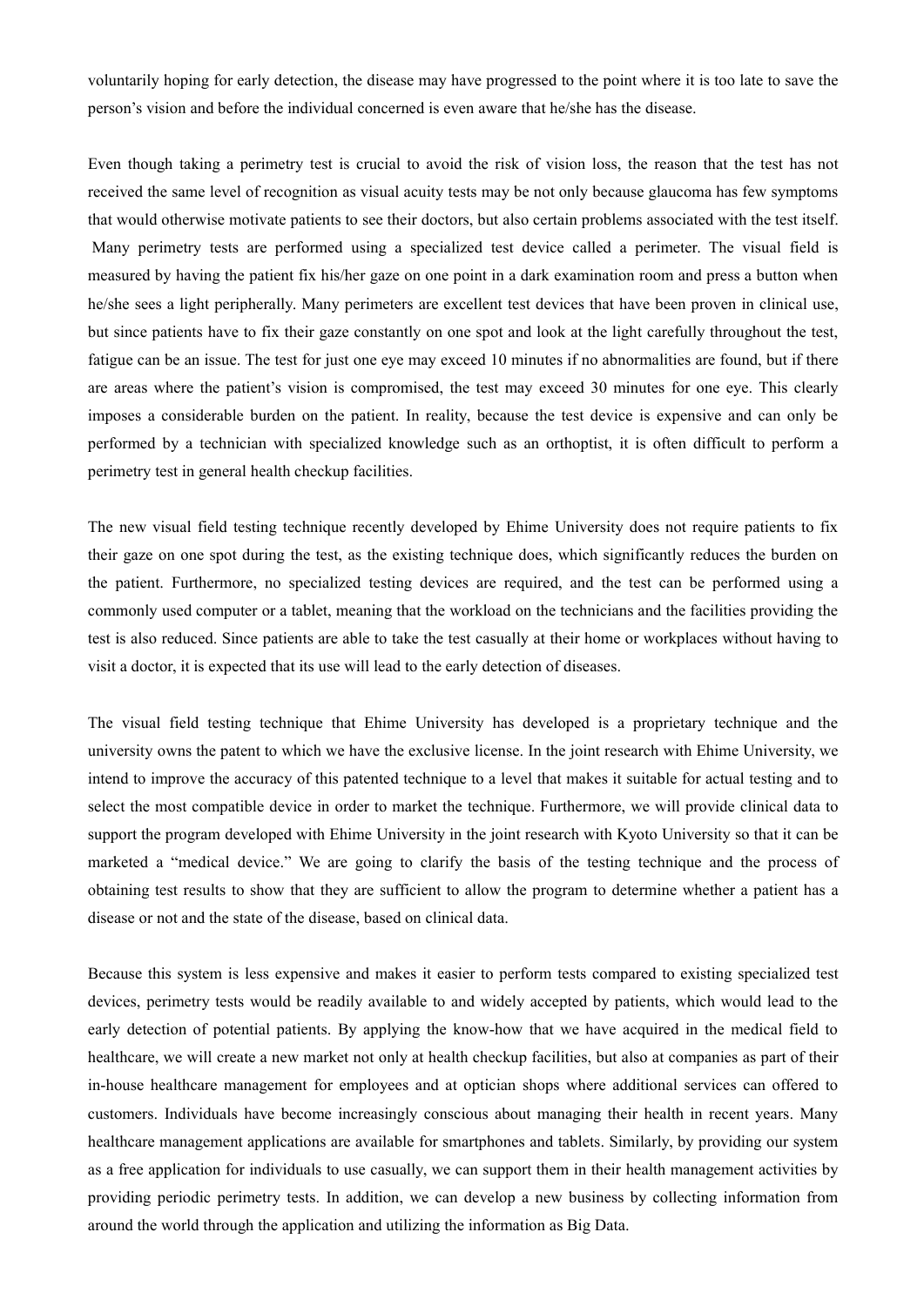voluntarily hoping for early detection, the disease may have progressed to the point where it is too late to save the person's vision and before the individual concerned is even aware that he/she has the disease.

Even though taking a perimetry test is crucial to avoid the risk of vision loss, the reason that the test has not received the same level of recognition as visual acuity tests may be not only because glaucoma has few symptoms that would otherwise motivate patients to see their doctors, but also certain problems associated with the test itself. Many perimetry tests are performed using a specialized test device called a perimeter. The visual field is measured by having the patient fix his/her gaze on one point in a dark examination room and press a button when he/she sees a light peripherally. Many perimeters are excellent test devices that have been proven in clinical use, but since patients have to fix their gaze constantly on one spot and look at the light carefully throughout the test, fatigue can be an issue. The test for just one eye may exceed 10 minutes if no abnormalities are found, but if there are areas where the patient's vision is compromised, the test may exceed 30 minutes for one eye. This clearly imposes a considerable burden on the patient. In reality, because the test device is expensive and can only be performed by a technician with specialized knowledge such as an orthoptist, it is often difficult to perform a perimetry test in general health checkup facilities.

The new visual field testing technique recently developed by Ehime University does not require patients to fix their gaze on one spot during the test, as the existing technique does, which significantly reduces the burden on the patient. Furthermore, no specialized testing devices are required, and the test can be performed using a commonly used computer or a tablet, meaning that the workload on the technicians and the facilities providing the test is also reduced. Since patients are able to take the test casually at their home or workplaces without having to visit a doctor, it is expected that its use will lead to the early detection of diseases.

The visual field testing technique that Ehime University has developed is a proprietary technique and the university owns the patent to which we have the exclusive license. In the joint research with Ehime University, we intend to improve the accuracy of this patented technique to a level that makes it suitable for actual testing and to select the most compatible device in order to market the technique. Furthermore, we will provide clinical data to support the program developed with Ehime University in the joint research with Kyoto University so that it can be marketed a "medical device." We are going to clarify the basis of the testing technique and the process of obtaining test results to show that they are sufficient to allow the program to determine whether a patient has a disease or not and the state of the disease, based on clinical data.

Because this system is less expensive and makes it easier to perform tests compared to existing specialized test devices, perimetry tests would be readily available to and widely accepted by patients, which would lead to the early detection of potential patients. By applying the know-how that we have acquired in the medical field to healthcare, we will create a new market not only at health checkup facilities, but also at companies as part of their in-house healthcare management for employees and at optician shops where additional services can offered to customers. Individuals have become increasingly conscious about managing their health in recent years. Many healthcare management applications are available for smartphones and tablets. Similarly, by providing our system as a free application for individuals to use casually, we can support them in their health management activities by providing periodic perimetry tests. In addition, we can develop a new business by collecting information from around the world through the application and utilizing the information as Big Data.